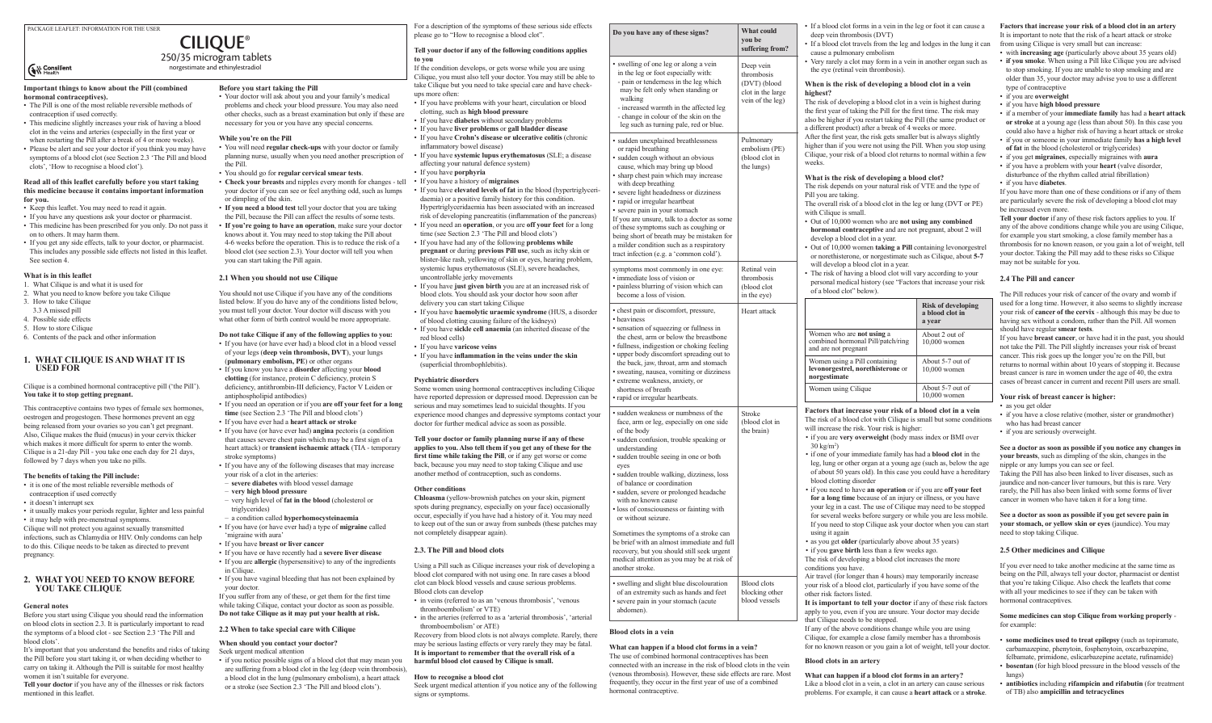PACKAGE LEAFLET: INFORMATION FOR THE USER

# CILIQUE®

## 250/35 microgram tablets

norgestimate and ethinylestradiol

Consilient Health

**Important things to know about the Pill (combined hormonal contraceptives).**

- The Pill is one of the most reliable reversible methods of contraception if used correctly.
- This medicine slightly increases your risk of having a blood clot in the veins and arteries (especially in the first year or when restarting the Pill after a break of 4 or more weeks).
- Please be alert and see your doctor if you think you may have symptoms of a blood clot (see Section 2.3 'The Pill and blood clots', 'How to recognise a blood clot').

**Read all of this leaflet carefully before you start taking this medicine because it contains important information for you.**

- Keep this leaflet. You may need to read it again.
- If you have any questions ask your doctor or pharmacist.
- This medicine has been prescribed for you only. Do not pass it on to others. It may harm them.
- If you get any side effects, talk to your doctor, or pharmacist. This includes any possible side effects not listed in this leaflet. See section 4.

**What is in this leaflet**

1. What Cilique is and what it is used for
2. What you need to know before you take Cilique
3. How to take Cilique
   3.3 A missed pill
4. Possible side effects
5. How to store Cilique
6. Contents of the pack and other information

## 1. WHAT CILIQUE IS AND WHAT IT IS USED FOR

Cilique is a combined hormonal contraceptive pill ('the Pill'). **You take it to stop getting pregnant.**

This contraceptive contains two types of female sex hormones, oestrogen and progestogen. These hormones prevent an egg being released from your ovaries so you can't get pregnant. Also, Cilique makes the fluid (mucus) in your cervix thicker which makes it more difficult for sperm to enter the womb. Cilique is a 21-day Pill - you take one each day for 21 days, followed by 7 days when you take no pills.

**The benefits of taking the Pill include:**

- it is one of the most reliable reversible methods of contraception if used correctly
- it doesn't interrupt sex
- it usually makes your periods regular, lighter and less painful
- it may help with pre-menstrual symptoms.

Cilique will not protect you against sexually transmitted infections, such as Chlamydia or HIV. Only condoms can help to do this. Cilique needs to be taken as directed to prevent pregnancy.

## 2. WHAT YOU NEED TO KNOW BEFORE YOU TAKE CILIQUE

**General notes**

Before you start using Cilique you should read the information on blood clots in section 2.3. It is particularly important to read the symptoms of a blood clot - see Section 2.3 'The Pill and blood clots'.

It's important that you understand the benefits and risks of taking the Pill before you start taking it, or when deciding whether to carry on taking it. Although the Pill is suitable for most healthy women it isn't suitable for everyone.

**Tell your doctor** if you have any of the illnesses or risk factors mentioned in this leaflet.

**Before you start taking the Pill**

- Your doctor will ask about you and your family's medical problems and check your blood pressure. You may also need other checks, such as a breast examination but only if these are necessary for you or you have any special concerns.

**While you're on the Pill**

- You will need **regular check-ups** with your doctor or family planning nurse, usually when you need another prescription of the Pill.
- You should go for **regular cervical smear tests**.
- **Check your breasts** and nipples every month for changes - tell your doctor if you can see or feel anything odd, such as lumps or dimpling of the skin.
- **If you need a blood test** tell your doctor that you are taking the Pill, because the Pill can affect the results of some tests.
- **If you're going to have an operation**, make sure your doctor knows about it. You may need to stop taking the Pill about 4-6 weeks before the operation. This is to reduce the risk of a blood clot (see section 2.3). Your doctor will tell you when you can start taking the Pill again.

### 2.1 When you should not use Cilique

You should not use Cilique if you have any of the conditions listed below. If you do have any of the conditions listed below, you must tell your doctor. Your doctor will discuss with you what other form of birth control would be more appropriate.

**Do not take Cilique if any of the following applies to you:**

- If you have (or have ever had) a blood clot in a blood vessel of your legs (**deep vein thrombosis, DVT**), your lungs (**pulmonary embolism, PE**) or other organs
- If you know you have a **disorder** affecting your **blood clotting** (for instance, protein C deficiency, protein S deficiency, antithrombin-III deficiency, Factor V Leiden or antiphospholipid antibodies)
- If you need an operation or if you **are off your feet for a long time** (see Section 2.3 'The Pill and blood clots')
- If you have ever had a **heart attack or stroke**
- If you have (or have ever had) **angina** pectoris (a condition that causes severe chest pain which may be a first sign of a heart attack) or **transient ischaemic attack** (TIA - temporary stroke symptoms)
- If you have any of the following diseases that may increase your risk of a clot in the arteries:
  - **severe diabetes** with blood vessel damage
  - **very high blood pressure**
  - very high level of **fat in the blood** (cholesterol or triglycerides)
  - a condition called **hyperhomocysteinaemia**
- If you have (or have ever had) a type of **migraine** called 'migraine with aura'
- If you have **breast or liver cancer**
- If you have or have recently had a **severe liver disease**
- If you are **allergic** (hypersensitive) to any of the ingredients in Cilique.
- If you have vaginal bleeding that has not been explained by your doctor.

If you suffer from any of these, or get them for the first time while taking Cilique, contact your doctor as soon as possible. **Do not take Cilique as it may put your health at risk.**

### 2.2 When to take special care with Cilique

**When should you contact your doctor?**

Seek urgent medical attention

- if you notice possible signs of a blood clot that may mean you are suffering from a blood clot in the leg (deep vein thrombosis), a blood clot in the lung (pulmonary embolism), a heart attack or a stroke (see Section 2.3 'The Pill and blood clots').

For a description of the symptoms of these serious side effects please go to "How to recognise a blood clot".

**Tell your doctor if any of the following conditions applies to you**

If the condition develops, or gets worse while you are using Cilique, you must also tell your doctor. You may still be able to take Cilique but you need to take special care and have check-ups more often:

- If you have problems with your heart, circulation or blood clotting, such as **high blood pressure**
- If you have **diabetes** without secondary problems
- If you have **liver problems** or **gall bladder disease**
- If you have **Crohn's disease or ulcerative colitis** (chronic inflammatory bowel disease)
- If you have **systemic lupus erythematosus** (SLE; a disease affecting your natural defence system)
- If you have **porphyria**
- If you have a history of **migraines**
- If you have **elevated levels of fat** in the blood (hypertriglyceridaemia) or a positive family history for this condition. Hypertriglyceridaemia has been associated with an increased risk of developing pancreatitis (inflammation of the pancreas)
- If you need **an operation**, or you are **off your feet** for a long time (see Section 2.3 'The Pill and blood clots')
- If you have had any of the following **problems while pregnant** or during **previous Pill use**, such as itchy skin or blister-like rash, yellowing of skin or eyes, hearing problem, systemic lupus erythematosus (SLE), severe headaches, uncontrollable jerky movements
- If you have **just given birth** you are at an increased risk of blood clots. You should ask your doctor how soon after delivery you can start taking Cilique
- If you have **haemolytic uraemic syndrome** (HUS, a disorder of blood clotting causing failure of the kidneys)
- If you have **sickle cell anaemia** (an inherited disease of the red blood cells)
- If you have **varicose veins**
- If you have **inflammation in the veins under the skin** (superficial thrombophlebitis).

**Psychiatric disorders**

Some women using hormonal contraceptives including Cilique have reported depression or depressed mood. Depression can be serious and may sometimes lead to suicidal thoughts. If you experience mood changes and depressive symptoms contact your doctor for further medical advice as soon as possible.

**Tell your doctor or family planning nurse if any of these applies to you. Also tell them if you get any of these for the first time while taking the Pill**, or if any get worse or come back, because you may need to stop taking Cilique and use another method of contraception, such as condoms.

**Other conditions**

**Chloasma** (yellow-brownish patches on your skin, pigment spots during pregnancy, especially on your face) occasionally occur, especially if you have had a history of it. You may need to keep out of the sun or away from sunbeds (these patches may not completely disappear again).

### 2.3. The Pill and blood clots

Using a Pill such as Cilique increases your risk of developing a blood clot compared with not using one. In rare cases a blood clot can block blood vessels and cause serious problems. Blood clots can develop

- in veins (referred to as an 'venous thrombosis', 'venous thromboembolism' or VTE)
- in the arteries (referred to as a 'arterial thrombosis', 'arterial thromboembolism' or ATE)

Recovery from blood clots is not always complete. Rarely, there may be serious lasting effects or very rarely they may be fatal. **It is important to remember that the overall risk of a harmful blood clot caused by Cilique is small.**

**How to recognise a blood clot**

Seek urgent medical attention if you notice any of the following signs or symptoms.

| Do you have any of these signs? | What could you be suffering from? |
|---|---|
| • swelling of one leg or along a vein in the leg or foot especially with:<br>- pain or tenderness in the leg which may be felt only when standing or walking<br>- increased warmth in the affected leg<br>- change in colour of the skin on the leg such as turning pale, red or blue. | Deep vein thrombosis (DVT) (blood clot in the large vein of the leg) |
| • sudden unexplained breathlessness or rapid breathing<br>• sudden cough without an obvious cause, which may bring up blood<br>• sharp chest pain which may increase with deep breathing<br>• severe light headedness or dizziness<br>• rapid or irregular heartbeat<br>• severe pain in your stomach<br>If you are unsure, talk to a doctor as some of these symptoms such as coughing or being short of breath may be mistaken for a milder condition such as a respiratory tract infection (e.g. a 'common cold'). | Pulmonary embolism (PE) (blood clot in the lungs) |
| symptoms most commonly in one eye:<br>• immediate loss of vision or<br>• painless blurring of vision which can become a loss of vision. | Retinal vein thrombosis (blood clot in the eye) |
| • chest pain or discomfort, pressure, • heaviness<br>• sensation of squeezing or fullness in the chest, arm or below the breastbone<br>• fullness, indigestion or choking feeling<br>• upper body discomfort spreading out to the back, jaw, throat, arm and stomach<br>• sweating, nausea, vomiting or dizziness<br>• extreme weakness, anxiety, or shortness of breath<br>• rapid or irregular heartbeats. | Heart attack |
| • sudden weakness or numbness of the face, arm or leg, especially on one side of the body<br>• sudden confusion, trouble speaking or understanding<br>• sudden trouble seeing in one or both eyes<br>• sudden trouble walking, dizziness, loss of balance or coordination<br>• sudden, severe or prolonged headache with no known cause<br>• loss of consciousness or fainting with or without seizure.<br>Sometimes the symptoms of a stroke can be brief with an almost immediate and full recovery, but you should still seek urgent medical attention as you may be at risk of another stroke. | Stroke (blood clot in the brain) |
| • swelling and slight blue discolouration of an extremity such as hands and feet<br>• severe pain in your stomach (acute abdomen). | Blood clots blocking other blood vessels |

**Blood clots in a vein**

**What can happen if a blood clot forms in a vein?**

The use of combined hormonal contraceptives has been connected with an increase in the risk of blood clots in the vein (venous thrombosis). However, these side effects are rare. Most frequently, they occur in the first year of use of a combined hormonal contraceptive.

- If a blood clot forms in a vein in the leg or foot it can cause a deep vein thrombosis (DVT)
- If a blood clot travels from the leg and lodges in the lung it can cause a pulmonary embolism
- Very rarely a clot may form in a vein in another organ such as the eye (retinal vein thrombosis).

**When is the risk of developing a blood clot in a vein highest?**

The risk of developing a blood clot in a vein is highest during the first year of taking the Pill for the first time. The risk may also be higher if you restart taking the Pill (the same product or a different product) after a break of 4 weeks or more.

After the first year, the risk gets smaller but is always slightly higher than if you were not using the Pill. When you stop using Cilique, your risk of a blood clot returns to normal within a few weeks.

**What is the risk of developing a blood clot?**

The risk depends on your natural risk of VTE and the type of Pill you are taking.

The overall risk of a blood clot in the leg or lung (DVT or PE) with Cilique is small.

- Out of 10,000 women who are **not using any combined hormonal contraceptive** and are not pregnant, about 2 will develop a blood clot in a year.
- Out of 10,000 women **taking a Pill** containing levonorgestrel or norethisterone, or norgestimate such as Cilique, about **5-7** will develop a blood clot in a year.
- The risk of having a blood clot will vary according to your personal medical history (see "Factors that increase your risk of a blood clot" below).

| | Risk of developing a blood clot in a year |
|---|---|
| Women who are **not using** a combined hormonal Pill/patch/ring and are not pregnant | About 2 out of 10,000 women |
| Women using a Pill containing **levonorgestrel, norethisterone** or **norgestimate** | About 5-7 out of 10,000 women |
| Women using Cilique | About 5-7 out of 10,000 women |

**Factors that increase your risk of a blood clot in a vein**

The risk of a blood clot with Cilique is small but some conditions will increase the risk. Your risk is higher:

- if you are **very overweight** (body mass index or BMI over 30 kg/m²)
- if one of your immediate family has had a **blood clot** in the leg, lung or other organ at a young age (such as, below the age of about 50 years old). In this case you could have a hereditary blood clotting disorder
- if you need to have **an operation** or if you are **off your feet for a long time** because of an injury or illness, or you have your leg in a cast. The use of Cilique may need to be stopped for several weeks before surgery or while you are less mobile. If you need to stop Cilique ask your doctor when you can start using it again
- as you get **older** (particularly above about 35 years)
- if you **gave birth** less than a few weeks ago.

The risk of developing a blood clot increases the more conditions you have.

Air travel (for longer than 4 hours) may temporarily increase your risk of a blood clot, particularly if you have some of the other risk factors listed.

**It is important to tell your doctor** if any of these risk factors apply to you, even if you are unsure. Your doctor may decide that Cilique needs to be stopped.

If any of the above conditions change while you are using Cilique, for example a close family member has a thrombosis for no known reason or you gain a lot of weight, tell your doctor.

**Blood clots in an artery**

**What can happen if a blood clot forms in an artery?**

Like a blood clot in a vein, a clot in an artery can cause serious problems. For example, it can cause a **heart attack** or a **stroke**.

**Factors that increase your risk of a blood clot in an artery**

It is important to note that the risk of a heart attack or stroke from using Cilique is very small but can increase:

- with **increasing age** (particularly above about 35 years old)
- **if you smoke**. When using a Pill like Cilique you are advised to stop smoking. If you are unable to stop smoking and are older than 35, your doctor may advise you to use a different type of contraceptive
- if you are **overweight**
- if you have **high blood pressure**
- if a member of your **immediate family** has had a **heart attack or stroke** at a young age (less than about 50). In this case you could also have a higher risk of having a heart attack or stroke
- if you or someone in your immediate family **has a high level of fat** in the blood (cholesterol or triglycerides)
- if you get **migraines**, especially migraines with **aura**
- if you have a problem with your **heart** (valve disorder, disturbance of the rhythm called atrial fibrillation)
- if you have **diabetes**.

If you have more than one of these conditions or if any of them are particularly severe the risk of developing a blood clot may be increased even more.

**Tell your doctor** if any of these risk factors applies to you. If any of the above conditions change while you are using Cilique, for example you start smoking, a close family member has a thrombosis for no known reason, or you gain a lot of weight, tell your doctor. Taking the Pill may add to these risks so Cilique may not be suitable for you.

### 2.4 The Pill and cancer

The Pill reduces your risk of cancer of the ovary and womb if used for a long time. However, it also seems to slightly increase your risk of **cancer of the cervix** - although this may be due to having sex without a condom, rather than the Pill. All women should have regular **smear tests**.

If you have **breast cancer**, or have had it in the past, you should not take the Pill. The Pill slightly increases your risk of breast cancer. This risk goes up the longer you're on the Pill, but returns to normal within about 10 years of stopping it. Because breast cancer is rare in women under the age of 40, the extra cases of breast cancer in current and recent Pill users are small.

**Your risk of breast cancer is higher:**

- as you get older
- if you have a close relative (mother, sister or grandmother) who has had breast cancer
- if you are seriously overweight.

**See a doctor as soon as possible if you notice any changes in your breasts**, such as dimpling of the skin, changes in the nipple or any lumps you can see or feel.

Taking the Pill has also been linked to liver diseases, such as jaundice and non-cancer liver tumours, but this is rare. Very rarely, the Pill has also been linked with some forms of liver cancer in women who have taken it for a long time.

**See a doctor as soon as possible if you get severe pain in your stomach, or yellow skin or eyes** (jaundice). You may need to stop taking Cilique.

### 2.5 Other medicines and Cilique

If you ever need to take another medicine at the same time as being on the Pill, always tell your doctor, pharmacist or dentist that you're taking the Pill. Also check the leaflets that come with all your medicines to see if they can be taken with hormonal contraceptives.

**Some medicines can stop Cilique from working properly** - for example:

- **some medicines used to treat epilepsy** (such as topiramate, carbamazepine, phenytoin, fosphenytoin, oxcarbazepine, felbamate, primidone, eslicarbazepine acetate, rufinamide)
- **bosentan** (for high blood pressure in the blood vessels of the lungs)
- **antibiotics** including **rifampicin and rifabutin** (for treatment of TB) also **ampicillin and tetracyclines**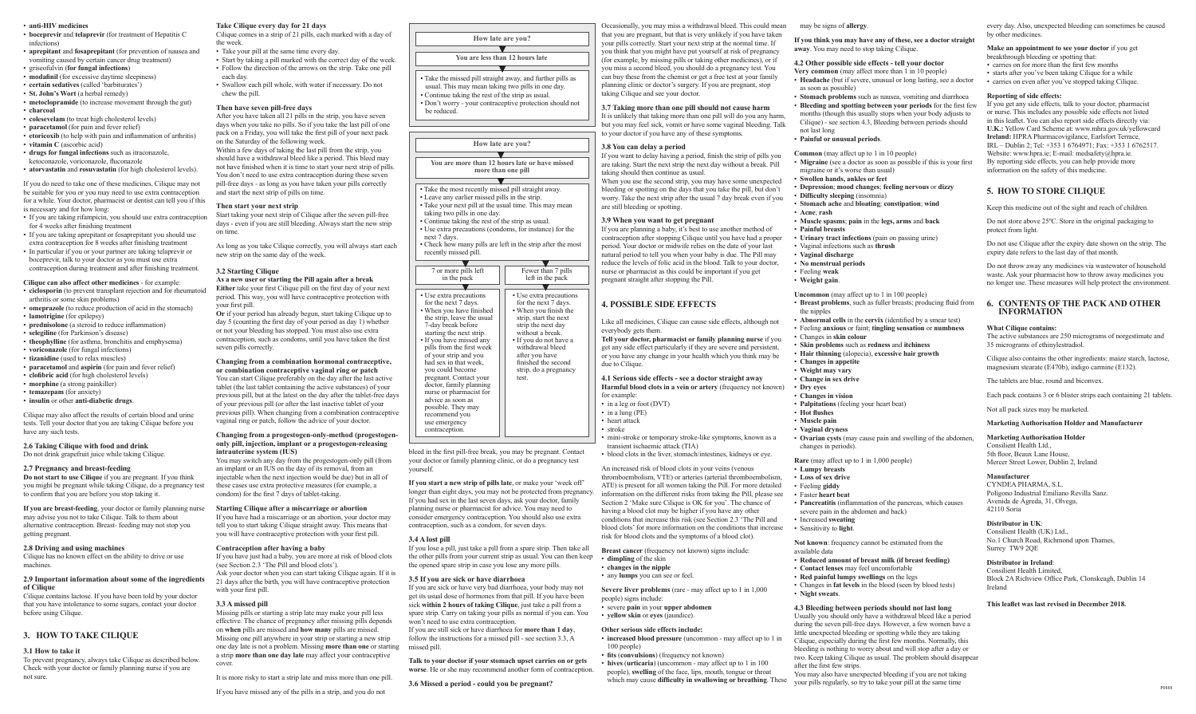- **anti-HIV medicines**
- **boceprevir** and **telaprevir** (for treatment of Hepatitis C infections)
- **aprepitant** and **fosaprepitant** (for prevention of nausea and vomiting caused by certain cancer drug treatment)
- griseofulvin (**for fungal infections**)
- **modafinil** (for excessive daytime sleepiness)
- **certain sedatives** (called 'barbiturates')
- **St. John's Wort** (a herbal remedy)
- **metoclopramide** (to increase movement through the gut)
- **charcoal**
- **colesevelam** (to treat high cholesterol levels)
- **paracetamol** (for pain and fever relief)
- **etoricoxib** (to help with pain and inflammation of arthritis)
- **vitamin C** (ascorbic acid)
- **drugs for fungal infections** such as itraconazole, ketoconazole, voriconazole, fluconazole
- **atorvastatin** and **rosuvastatin** (for high cholesterol levels).

If you do need to take one of these medicines, Cilique may not be suitable for you or you may need to use extra contraception for a while. Your doctor, pharmacist or dentist can tell you if this is necessary and for how long:
- If you are taking rifampicin, you should use extra contraception for 4 weeks after finishing treatment
- If you are taking aprepitant or fosaprepitant you should use extra contraception for 8 weeks after finishing treatment
- In particular if you or your partner are taking telaprevir or boceprevir, talk to your doctor as you must use extra contraception during treatment and after finishing treatment.

**Cilique can also affect other medicines** - for example:
- **ciclosporin** (to prevent transplant rejection and for rheumatoid arthritis or some skin problems)
- **omeprazole** (to reduce production of acid in the stomach)
- **lamotrigine** (for epilepsy)
- **prednisolone** (a steroid to reduce inflammation)
- **selegiline** (for Parkinson's disease)
- **theophylline** (for asthma, bronchitis and emphysema)
- **voriconazole** (for fungal infections)
- **tizanidine** (used to relax muscles)
- **paracetamol** and **aspirin** (for pain and fever relief)
- **clofibric acid** (for high cholesterol levels)
- **morphine** (a strong painkiller)
- **temazepam** (for anxiety)
- **insulin** or other **anti-diabetic drugs**.

Cilique may also affect the results of certain blood and urine tests. Tell your doctor that you are taking Cilique before you have any such tests.

### 2.6 Taking Cilique with food and drink

Do not drink grapefruit juice while taking Cilique.

### 2.7 Pregnancy and breast-feeding

**Do not start to use Cilique** if you are pregnant. If you think you might be pregnant while taking Cilique, do a pregnancy test to confirm that you are before you stop taking it.

**If you are breast-feeding**, your doctor or family planning nurse may advise you not to take Cilique. Talk to them about alternative contraception. Breast- feeding may not stop you getting pregnant.

### 2.8 Driving and using machines

Cilique has no known effect on the ability to drive or use machines.

### 2.9 Important information about some of the ingredients of Cilique

Cilique contains lactose. If you have been told by your doctor that you have intolerance to some sugars, contact your doctor before using Cilique.

## 3. HOW TO TAKE CILIQUE

### 3.1 How to take it

To prevent pregnancy, always take Cilique as described below. Check with your doctor or family planning nurse if you are not sure.

**Take Cilique every day for 21 days**

Cilique comes in a strip of 21 pills, each marked with a day of the week.
- Take your pill at the same time every day.
- Start by taking a pill marked with the correct day of the week.
- Follow the direction of the arrows on the strip. Take one pill each day.
- Swallow each pill whole, with water if necessary. Do not chew the pill.

**Then have seven pill-free days**

After you have taken all 21 pills in the strip, you have seven days when you take no pills. So if you take the last pill of one pack on a Friday, you will take the first pill of your next pack on the Saturday of the following week.

Within a few days of taking the last pill from the strip, you should have a withdrawal bleed like a period. This bleed may not have finished when it is time to start your next strip of pills. You don't need to use extra contraception during these seven pill-free days - as long as you have taken your pills correctly and start the next strip of pills on time.

**Then start your next strip**

Starting taking your next strip of Cilique after the seven pill-free days - even if you are still bleeding. Always start the new strip on time.

As long as you take Cilique correctly, you will always start each new strip on the same day of the week.

### 3.2 Starting Cilique

**As a new user or starting the Pill again after a break**

**Either** take your first Cilique pill on the first day of your next period. This way, you will have contraceptive protection with your first pill.

**Or** if your period has already begun, start taking Cilique up to day 5 (counting the first day of your period as day 1) whether or not your bleeding has stopped. You must also use extra contraception, such as condoms, until you have taken the first seven pills correctly.

**Changing from a combination hormonal contraceptive, or combination contraceptive vaginal ring or patch**

You can start Cilique preferably on the day after the last active tablet (the last tablet containing the active substances) of your previous pill, but at the latest on the day after the tablet-free days of your previous pill (or after the last inactive tablet of your previous pill). When changing from a combination contraceptive vaginal ring or patch, follow the advice of your doctor.

**Changing from a progestogen-only-method (progestogen-only pill, injection, implant or a progestogen-releasing intrauterine system (IUS)**

You may switch any day from the progestogen-only pill (from an implant or an IUS on the day of its removal, from an injectable when the next injection would be due) but in all of these cases use extra protective measures (for example, a condom) for the first 7 days of tablet-taking.

**Starting Cilique after a miscarriage or abortion**

If you have had a miscarriage or an abortion, your doctor may tell you to start taking Cilique straight away. This means that you will have contraceptive protection with your first pill.

**Contraception after having a baby**

If you have just had a baby, you are more at risk of blood clots (see Section 2.3 'The Pill and blood clots').

Ask your doctor when you can start taking Cilique again. If it is 21 days after the birth, you will have contraceptive protection with your first pill.

### 3.3 A missed pill

Missing pills or starting a strip late may make your pill less effective. The chance of pregnancy after missing pills depends on **when** pills are missed and **how many** pills are missed. Missing one pill anywhere in your strip or starting a new strip one day late is not a problem. Missing **more than one** or starting a strip **more than one day late** may affect your contraceptive cover.

It is more risky to start a strip late and miss more than one pill.

If you have missed any of the pills in a strip, and you do not bleed in the first pill-free break, you may be pregnant. Contact your doctor or family planning clinic, or do a pregnancy test yourself.

**How late are you?**

**You are less than 12 hours late**

- Take the missed pill straight away, and further pills as usual. This may mean taking two pills in one day.
- Continue taking the rest of the strip as usual.
- Don't worry - your contraceptive protection should not be reduced.

**How late are you?**

**You are more than 12 hours late or have missed more than one pill**

- Take the most recently missed pill straight away.
- Leave any earlier missed pills in the strip.
- Take your next pill at the usual time. This may mean taking two pills in one day.
- Continue taking the rest of the strip as usual.
- Use extra precautions (condoms, for instance) for the next 7 days.
- Check how many pills are left in the strip after the most recently missed pill.

**7 or more pills left in the pack**
- Use extra precautions for the next 7 days.
- When you have finished the strip, leave the usual 7-day break before starting the next strip.
- If you have missed any pills from the first week of your strip and you had sex in that week, you could become pregnant. Contact your doctor, family planning nurse or pharmacist for advice as soon as possible. They may recommend you use emergency contraception.

**Fewer than 7 pills left in the pack**
- Use extra precautions for the next 7 days.
- When you finish the strip, start the next strip the next day without a break.
- If you do not have a withdrawal bleed after you have finished the second strip, do a pregnancy test.

**If you start a new strip of pills late**, or make your 'week off' longer than eight days, you may not be protected from pregnancy. If you had sex in the last seven days, ask your doctor, family planning nurse or pharmacist for advice. You may need to consider emergency contraception. You should also use extra contraception, such as a condom, for seven days.

### 3.4 A lost pill

If you lose a pill, just take a pill from a spare strip. Then take all the other pills from your current strip as usual. You can then keep the opened spare strip in case you lose any more pills.

### 3.5 If you are sick or have diarrhoea

If you are sick or have very bad diarrhoea, your body may not get its usual dose of hormones from that pill. If you have been sick **within 2 hours of taking Cilique**, just take a pill from a spare strip. Carry on taking your pills as normal if you can. You won't need to use extra contraception.

If you are still sick or have diarrhoea for **more than 1 day**, follow the instructions for a missed pill - see section 3.3, A missed pill.

**Talk to your doctor if your stomach upset carries on or gets worse**. He or she may recommend another form of contraception.

### 3.6 Missed a period - could you be pregnant?

Occasionally, you may miss a withdrawal bleed. This could mean that you are pregnant, but that is very unlikely if you have taken your pills correctly. Start your next strip at the normal time. If you think that you might have put yourself at risk of pregnancy (for example, by missing pills or taking other medicines), or if you miss a second bleed, you should do a pregnancy test. You can buy these from the chemist or get a free test at your family planning clinic or doctor's surgery. If you are pregnant, stop taking Cilique and see your doctor.

### 3.7 Taking more than one pill should not cause harm

It is unlikely that taking more than one pill will do you any harm, but you may feel sick, vomit or have some vaginal bleeding. Talk to your doctor if you have any of these symptoms.

### 3.8 You can delay a period

If you want to delay having a period, finish the strip of pills you are taking. Start the next strip the next day without a break. Pill taking should then continue as usual.

When you use the second strip, you may have some unexpected bleeding or spotting on the days that you take the pill, but don't worry. Take the next strip after the usual 7 day break even if you are still bleeding or spotting.

### 3.9 When you want to get pregnant

If you are planning a baby, it's best to use another method of contraception after stopping Cilique until you have had a proper period. Your doctor or midwife relies on the date of your last natural period to tell you when your baby is due. The Pill may reduce the levels of folic acid in the blood. Talk to your doctor, nurse or pharmacist as this could be important if you get pregnant straight after stopping the Pill.

## 4. POSSIBLE SIDE EFFECTS

Like all medicines, Cilique can cause side effects, although not everybody gets them.

**Tell your doctor, pharmacist or family planning nurse** if you get any side effect particularly if they are severe and persistent, or you have any change in your health which you think may be due to Cilique.

### 4.1 Serious side effects - see a doctor straight away

**Harmful blood clots in a vein or artery** (frequency not known) for example:
- in a leg or foot (DVT)
- in a lung (PE)
- heart attack
- stroke
- mini-stroke or temporary stroke-like symptoms, known as a transient ischaemic attack (TIA)
- blood clots in the liver, stomach/intestines, kidneys or eye.

An increased risk of blood clots in your veins (venous thromboembolism, VTE) or arteries (arterial thromboembolism, ATE) is present for all women taking the Pill. For more detailed information on the different risks from taking the Pill, please see Section 2 'Make sure Cilique is OK for you'. The chance of having a blood clot may be higher if you have any other conditions that increase this risk (see Section 2.3 'The Pill and blood clots' for more information on the conditions that increase risk for blood clots and the symptoms of a blood clot).

**Breast cancer** (frequency not known) signs include:
- **dimpling** of the skin
- **changes in the nipple**
- any **lumps** you can see or feel.

**Severe liver problems** (rare - may affect up to 1 in 1,000 people) signs include:
- severe **pain** in your **upper abdomen**
- **yellow skin** or **eyes** (jaundice).

**Other serious side effects include:**
- **increased blood pressure** (uncommon - may affect up to 1 in 100 people)
- **fits** (**convulsions**) (frequency not known)
- **hives** (**urticaria**) (uncommon - may affect up to 1 in 100 people), **swelling** of the face, lips, mouth, tongue or throat which may cause **difficulty in swallowing or breathing**. These may be signs of **allergy**.

**If you think you may have any of these, see a doctor straight away**. You may need to stop taking Cilique.

### 4.2 Other possible side effects - tell your doctor

**Very common** (may affect more than 1 in 10 people)
- **Headache** (but if severe, unusual or long lasting, see a doctor as soon as possible)
- **Stomach problems** such as nausea, vomiting and diarrhoea
- **Bleeding and spotting between your periods** for the first few months (though this usually stops when your body adjusts to Cilique) - see section 4.3, Bleeding between periods should not last long
- **Painful or unusual periods**.

**Common** (may affect up to 1 in 10 people)
- **Migraine** (see a doctor as soon as possible if this is your first migraine or it's worse than usual)
- **Swollen hands, ankles or feet**
- **Depression**; **mood changes**; **feeling nervous** or **dizzy**
- **Difficulty sleeping** (insomnia)
- **Stomach ache** and **bloating**; **constipation**; **wind**
- **Acne**; **rash**
- **Muscle spasms**; **pain** in the **legs, arms** and **back**
- **Painful breasts**
- **Urinary tract infections** (pain on passing urine)
- Vaginal infections such as **thrush**
- **Vaginal discharge**
- **No menstrual periods**
- Feeling **weak**
- **Weight gain**.

**Uncommon** (may affect up to 1 in 100 people)
- **Breast problems**, such as fuller breasts; producing fluid from the nipples
- **Abnormal cells** in the **cervix** (identified by a smear test)
- Feeling **anxious** or faint; **tingling sensation** or **numbness**
- Changes in **skin colour**
- **Skin problems** such as **redness** and **itchiness**
- **Hair thinning** (alopecia), **excessive hair growth**
- **Changes in appetite**
- **Weight may vary**
- **Change in sex drive**
- **Dry eyes**
- **Changes in vision**
- **Palpitations** (feeling your heart beat)
- **Hot flushes**
- **Muscle pain**
- **Vaginal dryness**
- **Ovarian cysts** (may cause pain and swelling of the abdomen, changes in periods).

**Rare** (may affect up to 1 in 1,000 people)
- **Lumpy breasts**
- **Loss of sex drive**
- Feeling **giddy**
- Faster **heart beat**
- **Pancreatitis** (inflammation of the pancreas, which causes severe pain in the abdomen and back)
- Increased **sweating**
- Sensitivity to **light**.

**Not known**: frequency cannot be estimated from the available data
- **Reduced amount of breast milk (if breast feeding)**
- **Contact lenses** may feel uncomfortable
- **Red painful lumpy swellings** on the legs
- Changes in **fat levels** in the blood (seen by blood tests)
- **Night sweats**.

### 4.3 Bleeding between periods should not last long

Usually you should only have a withdrawal bleed like a period during the seven pill-free days. However, a few women have a little unexpected bleeding or spotting while they are taking Cilique, especially during the first few months. Normally, this bleeding is nothing to worry about and will stop after a day or two. Keep taking Cilique as usual. The problem should disappear after the first few strips.

You may also have unexpected bleeding if you are not taking your pills regularly, so try to take your pill at the same time every day. Also, unexpected bleeding can sometimes be caused by other medicines.

**Make an appointment to see your doctor** if you get breakthrough bleeding or spotting that:
- carries on for more than the first few months
- starts after you've been taking Cilique for a while
- carries on even after you've stopped taking Cilique.

**Reporting of side effects:**

If you get any side effects, talk to your doctor, pharmacist or nurse. This includes any possible side effects not listed in this leaflet. You can also report side effects directly via:

**U.K.:** Yellow Card Scheme at: www.mhra.gov.uk/yellowcard

**Ireland:** HPRA Pharmacovigilance, Earlsfort Terrace, IRL – Dublin 2; Tel: +353 1 6764971; Fax: +353 1 6762517. Website: www.hpra.ie; E-mail: medsafety@hpra.ie.

By reporting side effects, you can help provide more information on the safety of this medicine.

## 5. HOW TO STORE CILIQUE

Keep this medicine out of the sight and reach of children.

Do not store above 25ºC. Store in the original packaging to protect from light.

Do not use Cilique after the expiry date shown on the strip. The expiry date refers to the last day of that month.

Do not throw away any medicines via wastewater of household waste. Ask your pharmacist how to throw away medicines you no longer use. These measures will help protect the environment.

## 6. CONTENTS OF THE PACK AND OTHER INFORMATION

**What Cilique contains:**

The active substances are 250 micrograms of norgestimate and 35 micrograms of ethinylestradiol.

Cilique also contains the other ingredients: maize starch, lactose, magnesium stearate (E470b), indigo carmine (E132).

The tablets are blue, round and biconvex.

Each pack contains 3 or 6 blister strips each containing 21 tablets.

Not all pack sizes may be marketed.

**Marketing Authorisation Holder and Manufacturer**

**Marketing Authorisation Holder**
Consilient Health Ltd.,
5th floor, Beaux Lane House,
Mercer Street Lower, Dublin 2, Ireland

**Manufacturer**
CYNDEA PHARMA, S.L.
Poligono Industrial Emiliano Revilla Sanz.
Avenida de Ágreda, 31, Olvega,
42110 Soria

**Distributor in UK**:
Consilient Health (UK) Ltd.,
No.1 Church Road, Richmond upon Thames,
Surrey TW9 2QE

**Distributor in Ireland**:
Consilient Health Limited,
Block 2A Richview Office Park, Clonskeagh, Dublin 14
Ireland

**This leaflet was last revised in December 2018.**